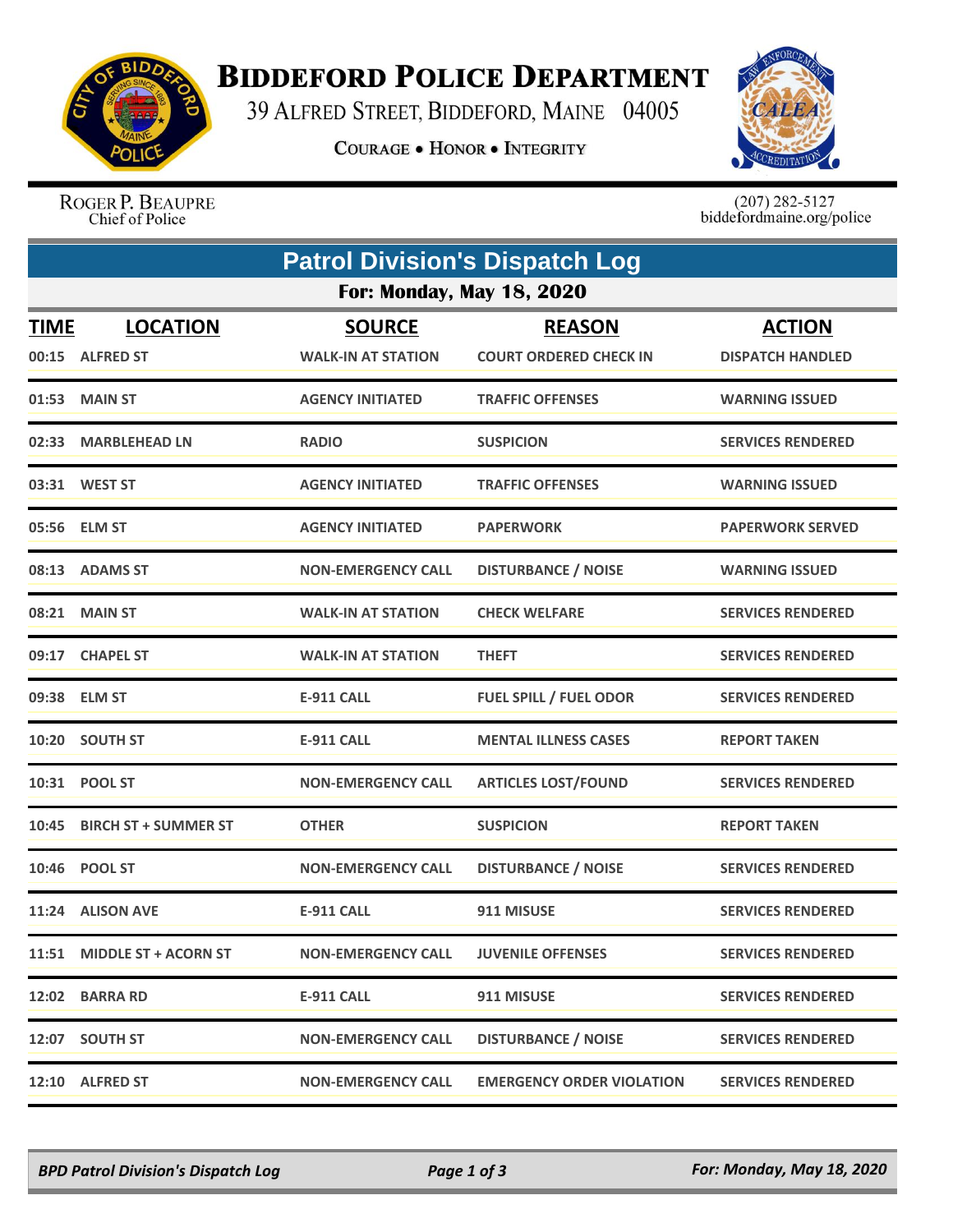# BIDDEFORD POLICE DEPARTMENT

39 ALFRED STREET, BIDDEFORD, MAINE 04005

COURAGE • HONOR • INTEGRITY

ROGER P. BEAUPRE
Chief of Police

(207) 282-5127
biddefordmaine.org/police

## Patrol Division's Dispatch Log

### For: Monday, May 18, 2020

| TIME | LOCATION | SOURCE | REASON | ACTION |
|---|---|---|---|---|
| 00:15 | ALFRED ST | WALK-IN AT STATION | COURT ORDERED CHECK IN | DISPATCH HANDLED |
| 01:53 | MAIN ST | AGENCY INITIATED | TRAFFIC OFFENSES | WARNING ISSUED |
| 02:33 | MARBLEHEAD LN | RADIO | SUSPICION | SERVICES RENDERED |
| 03:31 | WEST ST | AGENCY INITIATED | TRAFFIC OFFENSES | WARNING ISSUED |
| 05:56 | ELM ST | AGENCY INITIATED | PAPERWORK | PAPERWORK SERVED |
| 08:13 | ADAMS ST | NON-EMERGENCY CALL | DISTURBANCE / NOISE | WARNING ISSUED |
| 08:21 | MAIN ST | WALK-IN AT STATION | CHECK WELFARE | SERVICES RENDERED |
| 09:17 | CHAPEL ST | WALK-IN AT STATION | THEFT | SERVICES RENDERED |
| 09:38 | ELM ST | E-911 CALL | FUEL SPILL / FUEL ODOR | SERVICES RENDERED |
| 10:20 | SOUTH ST | E-911 CALL | MENTAL ILLNESS CASES | REPORT TAKEN |
| 10:31 | POOL ST | NON-EMERGENCY CALL | ARTICLES LOST/FOUND | SERVICES RENDERED |
| 10:45 | BIRCH ST + SUMMER ST | OTHER | SUSPICION | REPORT TAKEN |
| 10:46 | POOL ST | NON-EMERGENCY CALL | DISTURBANCE / NOISE | SERVICES RENDERED |
| 11:24 | ALISON AVE | E-911 CALL | 911 MISUSE | SERVICES RENDERED |
| 11:51 | MIDDLE ST + ACORN ST | NON-EMERGENCY CALL | JUVENILE OFFENSES | SERVICES RENDERED |
| 12:02 | BARRA RD | E-911 CALL | 911 MISUSE | SERVICES RENDERED |
| 12:07 | SOUTH ST | NON-EMERGENCY CALL | DISTURBANCE / NOISE | SERVICES RENDERED |
| 12:10 | ALFRED ST | NON-EMERGENCY CALL | EMERGENCY ORDER VIOLATION | SERVICES RENDERED |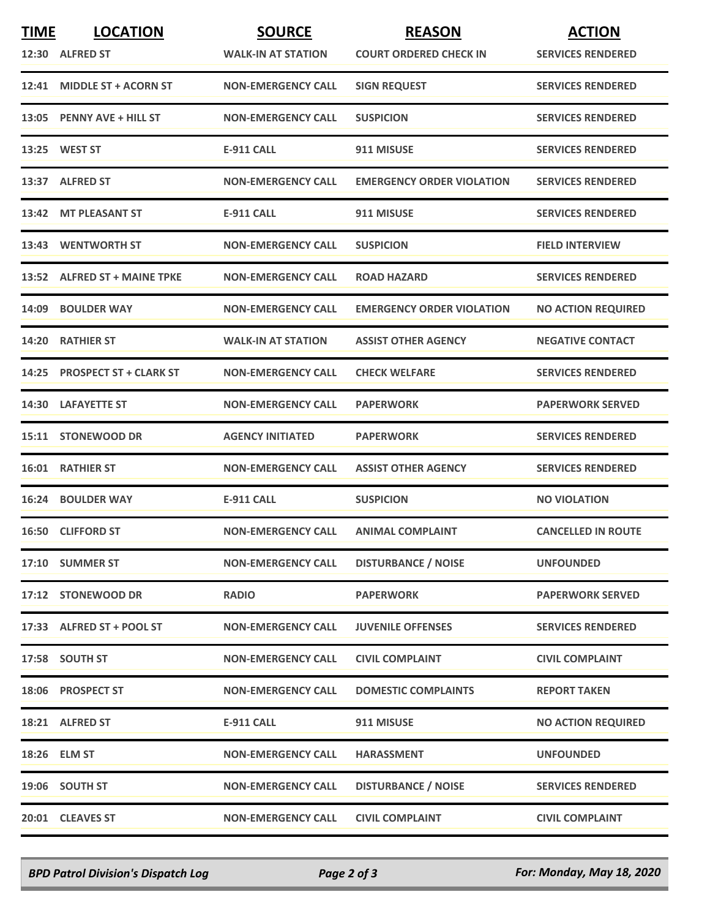| TIME | LOCATION | SOURCE | REASON | ACTION |
|---|---|---|---|---|
| 12:30 | ALFRED ST | WALK-IN AT STATION | COURT ORDERED CHECK IN | SERVICES RENDERED |
| 12:41 | MIDDLE ST + ACORN ST | NON-EMERGENCY CALL | SIGN REQUEST | SERVICES RENDERED |
| 13:05 | PENNY AVE + HILL ST | NON-EMERGENCY CALL | SUSPICION | SERVICES RENDERED |
| 13:25 | WEST ST | E-911 CALL | 911 MISUSE | SERVICES RENDERED |
| 13:37 | ALFRED ST | NON-EMERGENCY CALL | EMERGENCY ORDER VIOLATION | SERVICES RENDERED |
| 13:42 | MT PLEASANT ST | E-911 CALL | 911 MISUSE | SERVICES RENDERED |
| 13:43 | WENTWORTH ST | NON-EMERGENCY CALL | SUSPICION | FIELD INTERVIEW |
| 13:52 | ALFRED ST + MAINE TPKE | NON-EMERGENCY CALL | ROAD HAZARD | SERVICES RENDERED |
| 14:09 | BOULDER WAY | NON-EMERGENCY CALL | EMERGENCY ORDER VIOLATION | NO ACTION REQUIRED |
| 14:20 | RATHIER ST | WALK-IN AT STATION | ASSIST OTHER AGENCY | NEGATIVE CONTACT |
| 14:25 | PROSPECT ST + CLARK ST | NON-EMERGENCY CALL | CHECK WELFARE | SERVICES RENDERED |
| 14:30 | LAFAYETTE ST | NON-EMERGENCY CALL | PAPERWORK | PAPERWORK SERVED |
| 15:11 | STONEWOOD DR | AGENCY INITIATED | PAPERWORK | SERVICES RENDERED |
| 16:01 | RATHIER ST | NON-EMERGENCY CALL | ASSIST OTHER AGENCY | SERVICES RENDERED |
| 16:24 | BOULDER WAY | E-911 CALL | SUSPICION | NO VIOLATION |
| 16:50 | CLIFFORD ST | NON-EMERGENCY CALL | ANIMAL COMPLAINT | CANCELLED IN ROUTE |
| 17:10 | SUMMER ST | NON-EMERGENCY CALL | DISTURBANCE / NOISE | UNFOUNDED |
| 17:12 | STONEWOOD DR | RADIO | PAPERWORK | PAPERWORK SERVED |
| 17:33 | ALFRED ST + POOL ST | NON-EMERGENCY CALL | JUVENILE OFFENSES | SERVICES RENDERED |
| 17:58 | SOUTH ST | NON-EMERGENCY CALL | CIVIL COMPLAINT | CIVIL COMPLAINT |
| 18:06 | PROSPECT ST | NON-EMERGENCY CALL | DOMESTIC COMPLAINTS | REPORT TAKEN |
| 18:21 | ALFRED ST | E-911 CALL | 911 MISUSE | NO ACTION REQUIRED |
| 18:26 | ELM ST | NON-EMERGENCY CALL | HARASSMENT | UNFOUNDED |
| 19:06 | SOUTH ST | NON-EMERGENCY CALL | DISTURBANCE / NOISE | SERVICES RENDERED |
| 20:01 | CLEAVES ST | NON-EMERGENCY CALL | CIVIL COMPLAINT | CIVIL COMPLAINT |

*BPD Patrol Division's Dispatch Log* — *For: Monday, May 18, 2020*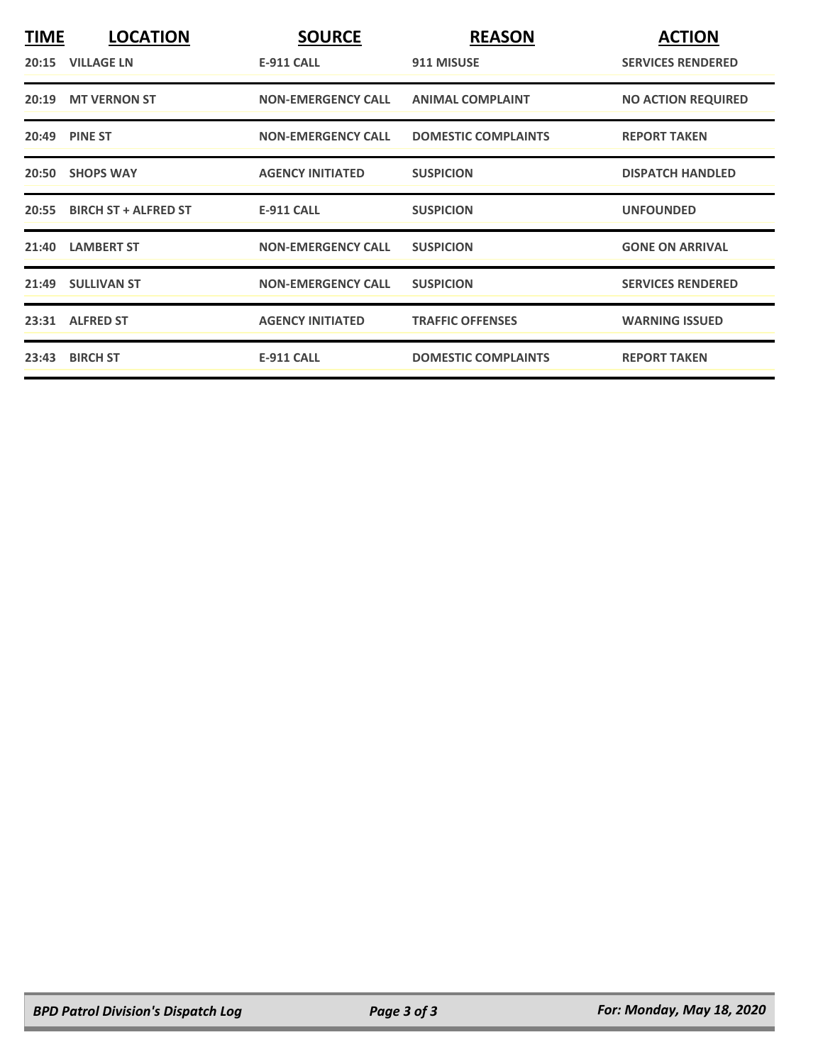| TIME | LOCATION | SOURCE | REASON | ACTION |
|---|---|---|---|---|
| 20:15 | VILLAGE LN | E-911 CALL | 911 MISUSE | SERVICES RENDERED |
| 20:19 | MT VERNON ST | NON-EMERGENCY CALL | ANIMAL COMPLAINT | NO ACTION REQUIRED |
| 20:49 | PINE ST | NON-EMERGENCY CALL | DOMESTIC COMPLAINTS | REPORT TAKEN |
| 20:50 | SHOPS WAY | AGENCY INITIATED | SUSPICION | DISPATCH HANDLED |
| 20:55 | BIRCH ST + ALFRED ST | E-911 CALL | SUSPICION | UNFOUNDED |
| 21:40 | LAMBERT ST | NON-EMERGENCY CALL | SUSPICION | GONE ON ARRIVAL |
| 21:49 | SULLIVAN ST | NON-EMERGENCY CALL | SUSPICION | SERVICES RENDERED |
| 23:31 | ALFRED ST | AGENCY INITIATED | TRAFFIC OFFENSES | WARNING ISSUED |
| 23:43 | BIRCH ST | E-911 CALL | DOMESTIC COMPLAINTS | REPORT TAKEN |